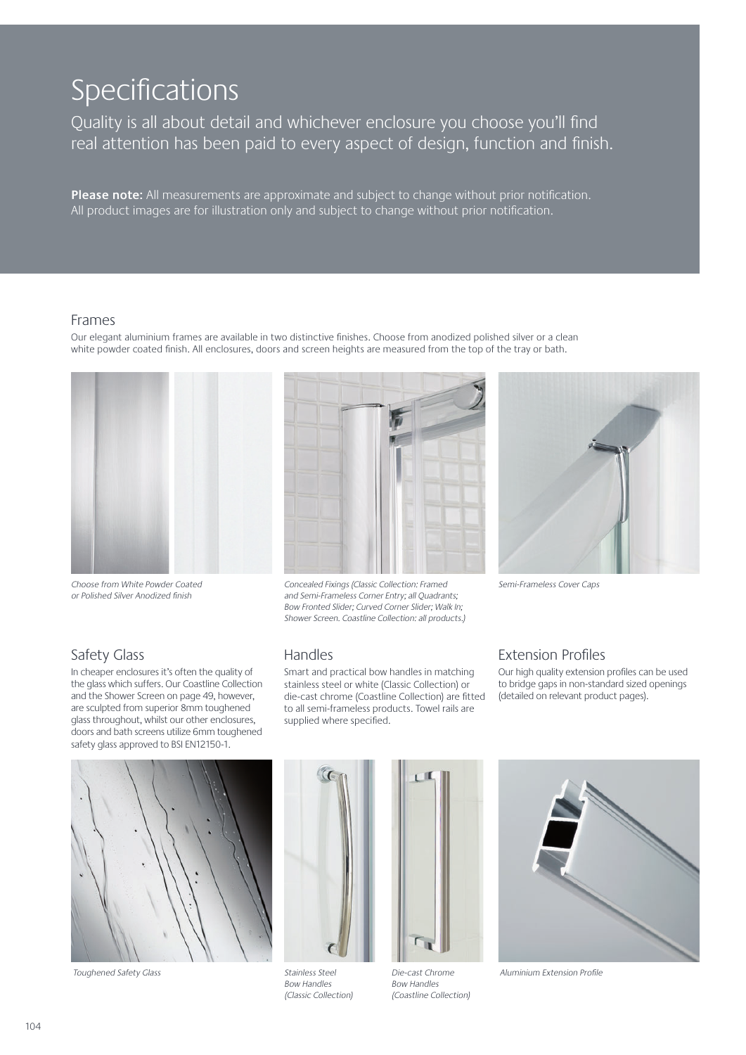# Specifications

Quality is all about detail and whichever enclosure you choose you'll find real attention has been paid to every aspect of design, function and finish.

**Please note:** All measurements are approximate and subject to change without prior notification. All product images are for illustration only and subject to change without prior notification.

## Frames

Our elegant aluminium frames are available in two distinctive finishes. Choose from anodized polished silver or a clean white powder coated finish. All enclosures, doors and screen heights are measured from the top of the tray or bath.

*Choose from White Powder Coated or Polished Silver Anodized finish*

*Concealed Fixings (Classic Collection: Framed and Semi-Frameless Corner Entry; all Quadrants; Bow Fronted Slider; Curved Corner Slider; Walk In; Shower Screen. Coastline Collection: all products.)*

*Semi-Frameless Cover Caps*

## Safety Glass

In cheaper enclosures it's often the quality of the glass which suffers. Our Coastline Collection and the Shower Screen on page 49, however, are sculpted from superior 8mm toughened glass throughout, whilst our other enclosures, doors and bath screens utilize 6mm toughened safety glass approved to BSI EN12150-1.

## Handles

Smart and practical bow handles in matching stainless steel or white (Classic Collection) or die-cast chrome (Coastline Collection) are fitted to all semi-frameless products. Towel rails are supplied where specified.

## Extension Profiles

Our high quality extension profiles can be used to bridge gaps in non-standard sized openings (detailed on relevant product pages).

*Toughened Safety Glass*

*Stainless Steel Bow Handles (Classic Collection)*

*Die-cast Chrome Bow Handles (Coastline Collection)*

*Aluminium Extension Profile*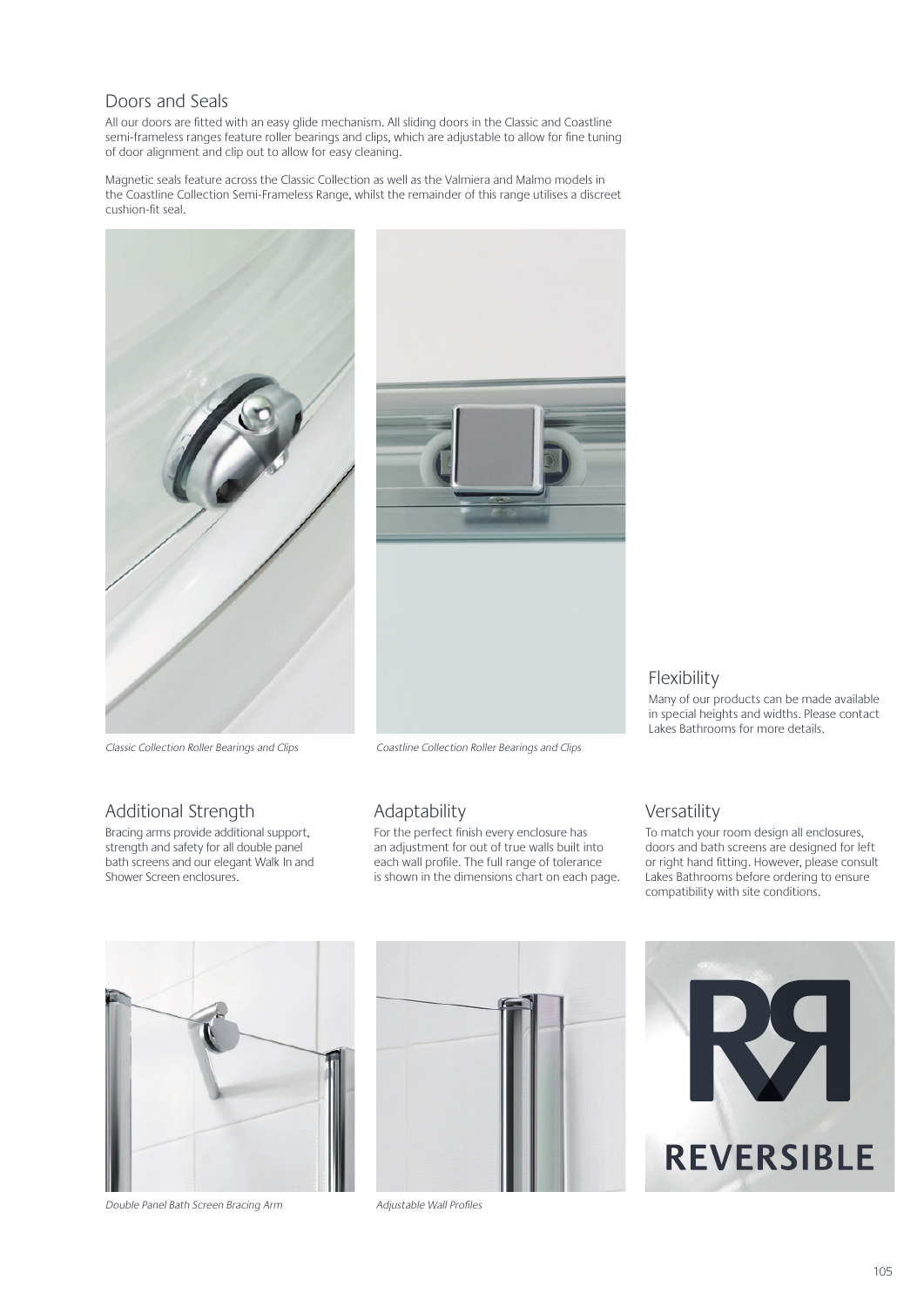## Doors and Seals

All our doors are fitted with an easy glide mechanism. All sliding doors in the Classic and Coastline semi-frameless ranges feature roller bearings and clips, which are adjustable to allow for fine tuning of door alignment and clip out to allow for easy cleaning.

Magnetic seals feature across the Classic Collection as well as the Valmiera and Malmo models in the Coastline Collection Semi-Frameless Range, whilst the remainder of this range utilises a discreet cushion-fit seal.

*Classic Collection Roller Bearings and Clips*

*Coastline Collection Roller Bearings and Clips*

## Flexibility

Many of our products can be made available in special heights and widths. Please contact Lakes Bathrooms for more details.

## Additional Strength

Bracing arms provide additional support, strength and safety for all double panel bath screens and our elegant Walk In and Shower Screen enclosures.

## Adaptability

For the perfect finish every enclosure has an adjustment for out of true walls built into each wall profile. The full range of tolerance is shown in the dimensions chart on each page.

## Versatility

To match your room design all enclosures, doors and bath screens are designed for left or right hand fitting. However, please consult Lakes Bathrooms before ordering to ensure compatibility with site conditions.

*Double Panel Bath Screen Bracing Arm*

*Adjustable Wall Profiles*

REVERSIBLE